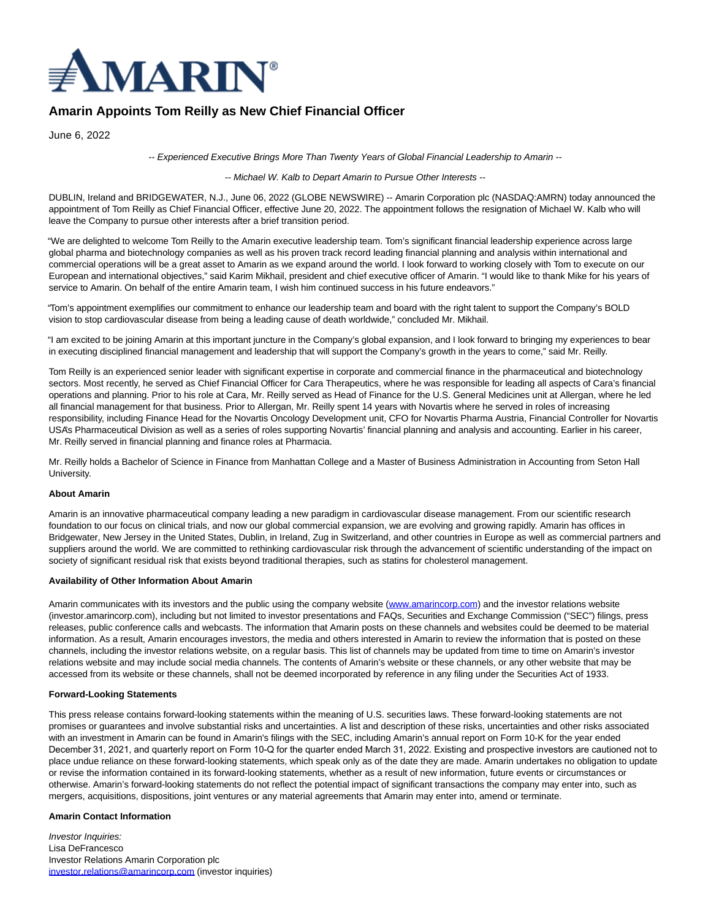# Amarin Appoints Tom Reilly as New Chief Financial Officer

June 6, 2022

*-- Experienced Executive Brings More Than Twenty Years of Global Financial Leadership to Amarin --*

*-- Michael W. Kalb to Depart Amarin to Pursue Other Interests --*

DUBLIN, Ireland and BRIDGEWATER, N.J., June 06, 2022 (GLOBE NEWSWIRE) -- Amarin Corporation plc (NASDAQ:AMRN) today announced the appointment of Tom Reilly as Chief Financial Officer, effective June 20, 2022. The appointment follows the resignation of Michael W. Kalb who will leave the Company to pursue other interests after a brief transition period.

"We are delighted to welcome Tom Reilly to the Amarin executive leadership team. Tom's significant financial leadership experience across large global pharma and biotechnology companies as well as his proven track record leading financial planning and analysis within international and commercial operations will be a great asset to Amarin as we expand around the world. I look forward to working closely with Tom to execute on our European and international objectives," said Karim Mikhail, president and chief executive officer of Amarin. "I would like to thank Mike for his years of service to Amarin. On behalf of the entire Amarin team, I wish him continued success in his future endeavors."

"Tom's appointment exemplifies our commitment to enhance our leadership team and board with the right talent to support the Company's BOLD vision to stop cardiovascular disease from being a leading cause of death worldwide," concluded Mr. Mikhail.

"I am excited to be joining Amarin at this important juncture in the Company's global expansion, and I look forward to bringing my experiences to bear in executing disciplined financial management and leadership that will support the Company's growth in the years to come," said Mr. Reilly.

Tom Reilly is an experienced senior leader with significant expertise in corporate and commercial finance in the pharmaceutical and biotechnology sectors. Most recently, he served as Chief Financial Officer for Cara Therapeutics, where he was responsible for leading all aspects of Cara's financial operations and planning. Prior to his role at Cara, Mr. Reilly served as Head of Finance for the U.S. General Medicines unit at Allergan, where he led all financial management for that business. Prior to Allergan, Mr. Reilly spent 14 years with Novartis where he served in roles of increasing responsibility, including Finance Head for the Novartis Oncology Development unit, CFO for Novartis Pharma Austria, Financial Controller for Novartis USA's Pharmaceutical Division as well as a series of roles supporting Novartis' financial planning and analysis and accounting. Earlier in his career, Mr. Reilly served in financial planning and finance roles at Pharmacia.

Mr. Reilly holds a Bachelor of Science in Finance from Manhattan College and a Master of Business Administration in Accounting from Seton Hall University.

**About Amarin**

Amarin is an innovative pharmaceutical company leading a new paradigm in cardiovascular disease management. From our scientific research foundation to our focus on clinical trials, and now our global commercial expansion, we are evolving and growing rapidly. Amarin has offices in Bridgewater, New Jersey in the United States, Dublin, in Ireland, Zug in Switzerland, and other countries in Europe as well as commercial partners and suppliers around the world. We are committed to rethinking cardiovascular risk through the advancement of scientific understanding of the impact on society of significant residual risk that exists beyond traditional therapies, such as statins for cholesterol management.

**Availability of Other Information About Amarin**

Amarin communicates with its investors and the public using the company website (www.amarincorp.com) and the investor relations website (investor.amarincorp.com), including but not limited to investor presentations and FAQs, Securities and Exchange Commission ("SEC") filings, press releases, public conference calls and webcasts. The information that Amarin posts on these channels and websites could be deemed to be material information. As a result, Amarin encourages investors, the media and others interested in Amarin to review the information that is posted on these channels, including the investor relations website, on a regular basis. This list of channels may be updated from time to time on Amarin's investor relations website and may include social media channels. The contents of Amarin's website or these channels, or any other website that may be accessed from its website or these channels, shall not be deemed incorporated by reference in any filing under the Securities Act of 1933.

**Forward-Looking Statements**

This press release contains forward-looking statements within the meaning of U.S. securities laws. These forward-looking statements are not promises or guarantees and involve substantial risks and uncertainties. A list and description of these risks, uncertainties and other risks associated with an investment in Amarin can be found in Amarin's filings with the SEC, including Amarin's annual report on Form 10-K for the year ended December 31, 2021, and quarterly report on Form 10-Q for the quarter ended March 31, 2022. Existing and prospective investors are cautioned not to place undue reliance on these forward-looking statements, which speak only as of the date they are made. Amarin undertakes no obligation to update or revise the information contained in its forward-looking statements, whether as a result of new information, future events or circumstances or otherwise. Amarin's forward-looking statements do not reflect the potential impact of significant transactions the company may enter into, such as mergers, acquisitions, dispositions, joint ventures or any material agreements that Amarin may enter into, amend or terminate.

**Amarin Contact Information**

*Investor Inquiries:*
Lisa DeFrancesco
Investor Relations Amarin Corporation plc
investor.relations@amarincorp.com (investor inquiries)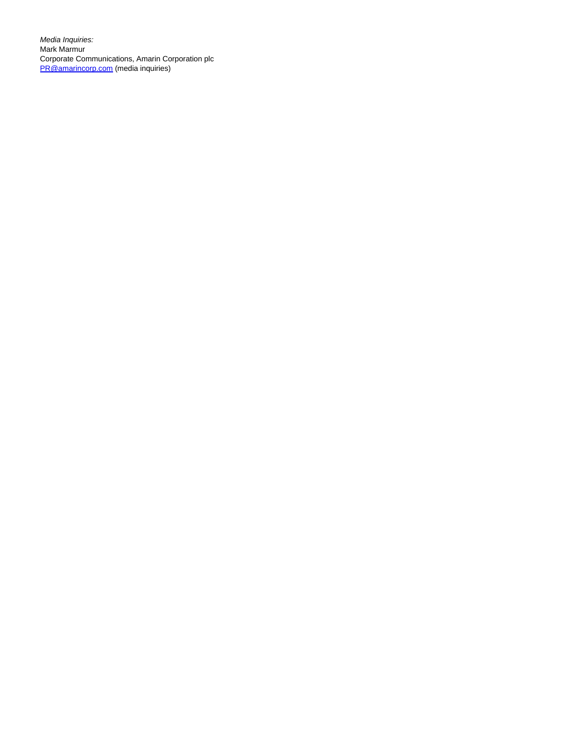*Media Inquiries:*
Mark Marmur
Corporate Communications, Amarin Corporation plc
PR@amarincorp.com (media inquiries)